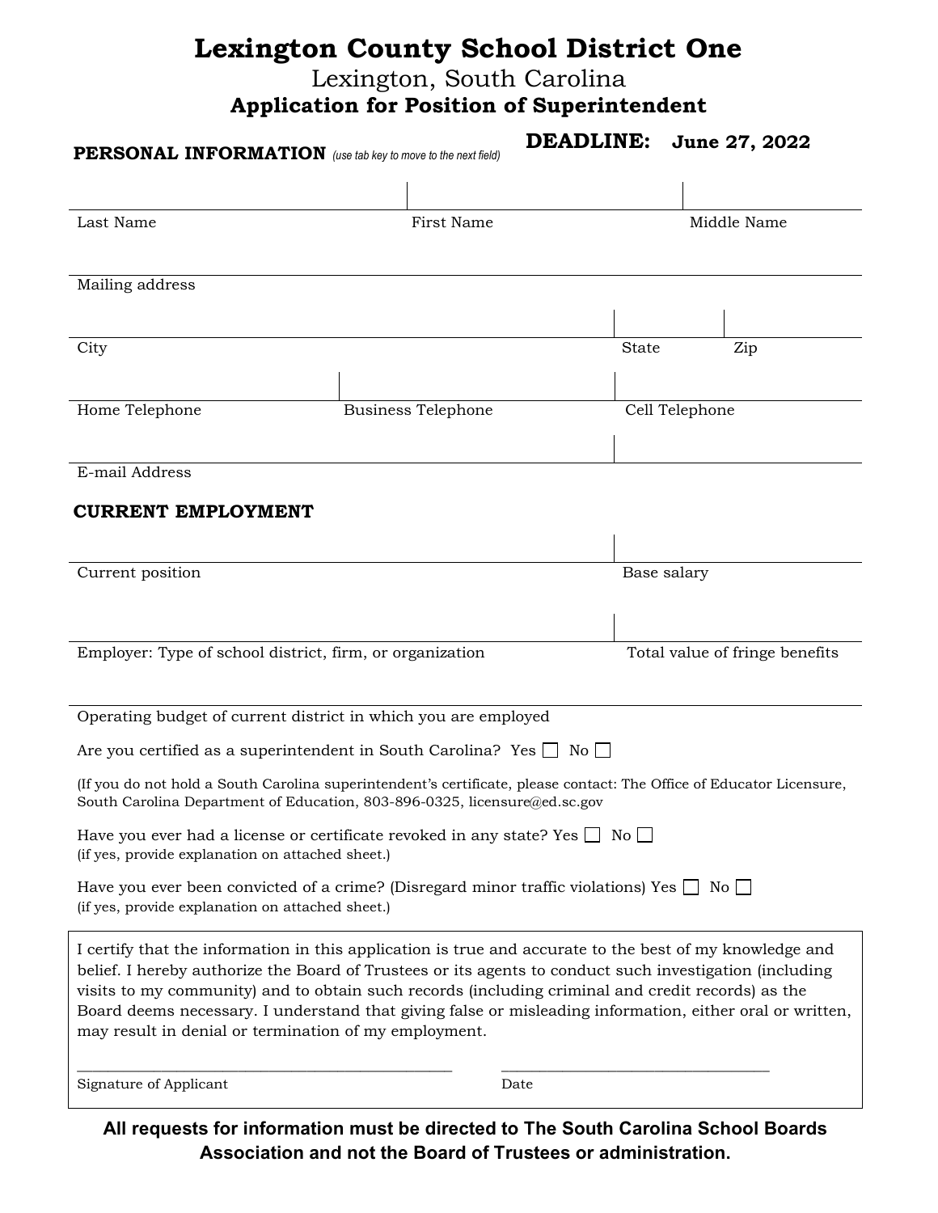# Lexington County School District One

Lexington, South Carolina

**Application for Position of Superintendent**

**DEADLINE: June 27, 2022**

**PERSONAL INFORMATION** *(use tab key to move to the next field)*

| Last Name | First Name | Middle Name |
|---|---|---|
| | | |

Mailing address

| City | State | Zip |
|---|---|---|
| | | |

| Home Telephone | Business Telephone | Cell Telephone |
|---|---|---|
| | | |

| E-mail Address | |
|---|---|
| | |

## CURRENT EMPLOYMENT

| Current position | Base salary |
|---|---|
| | |

| Employer: Type of school district, firm, or organization | Total value of fringe benefits |
|---|---|
| | |

Operating budget of current district in which you are employed

Are you certified as a superintendent in South Carolina? Yes ☐ No ☐

(If you do not hold a South Carolina superintendent's certificate, please contact: The Office of Educator Licensure, South Carolina Department of Education, 803-896-0325, licensure@ed.sc.gov

Have you ever had a license or certificate revoked in any state? Yes ☐ No ☐
(if yes, provide explanation on attached sheet.)

Have you ever been convicted of a crime? (Disregard minor traffic violations) Yes ☐ No ☐
(if yes, provide explanation on attached sheet.)

I certify that the information in this application is true and accurate to the best of my knowledge and belief. I hereby authorize the Board of Trustees or its agents to conduct such investigation (including visits to my community) and to obtain such records (including criminal and credit records) as the Board deems necessary. I understand that giving false or misleading information, either oral or written, may result in denial or termination of my employment.

_______________________________________ _______________________________

Signature of Applicant Date

**All requests for information must be directed to The South Carolina School Boards Association and not the Board of Trustees or administration.**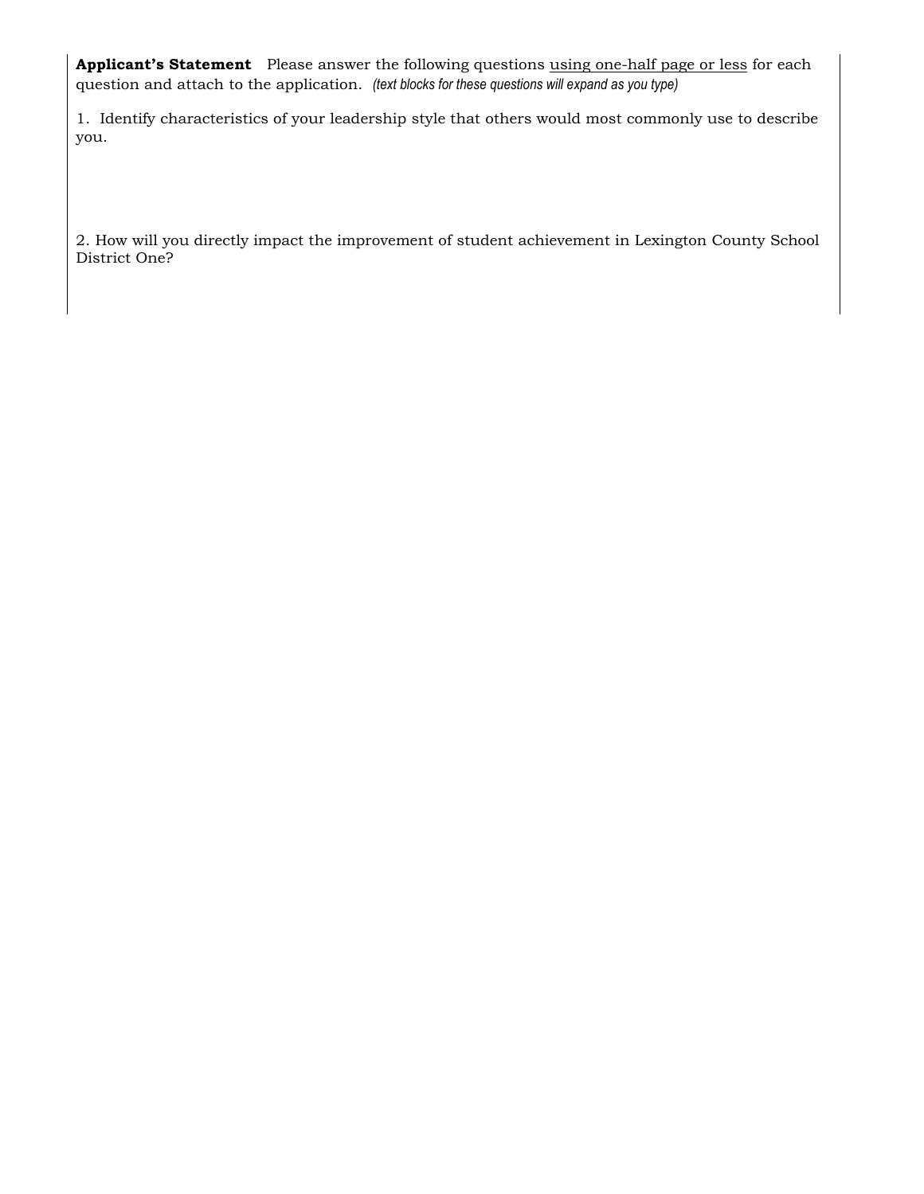**Applicant's Statement** Please answer the following questions using one-half page or less for each question and attach to the application. *(text blocks for these questions will expand as you type)*

1. Identify characteristics of your leadership style that others would most commonly use to describe you.

2. How will you directly impact the improvement of student achievement in Lexington County School District One?